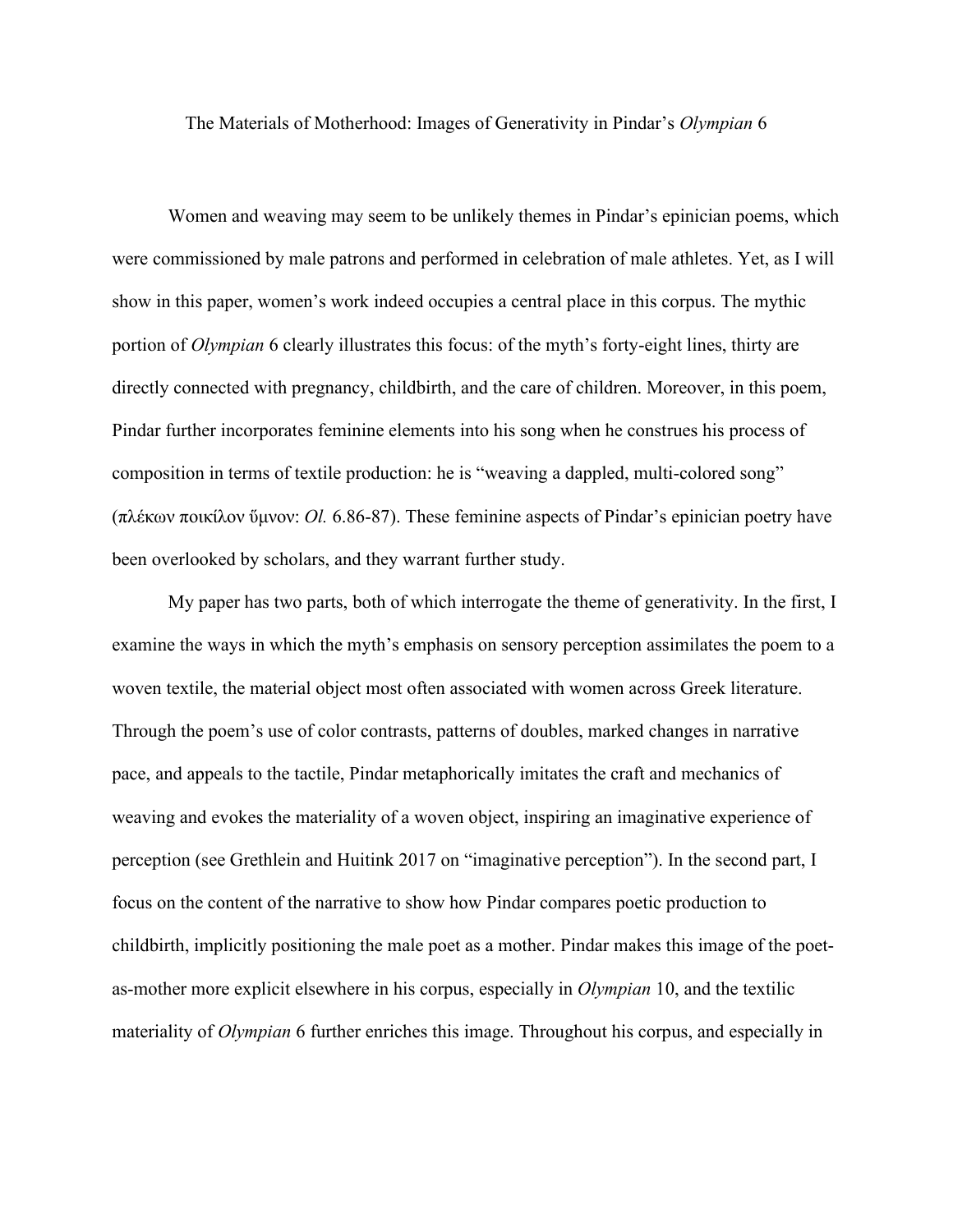# The Materials of Motherhood: Images of Generativity in Pindar's *Olympian* 6

Women and weaving may seem to be unlikely themes in Pindar's epinician poems, which were commissioned by male patrons and performed in celebration of male athletes. Yet, as I will show in this paper, women's work indeed occupies a central place in this corpus. The mythic portion of *Olympian* 6 clearly illustrates this focus: of the myth's forty-eight lines, thirty are directly connected with pregnancy, childbirth, and the care of children. Moreover, in this poem, Pindar further incorporates feminine elements into his song when he construes his process of composition in terms of textile production: he is "weaving a dappled, multi-colored song" (πλέκων ποικίλον ὕμνον: *Ol.* 6.86-87). These feminine aspects of Pindar's epinician poetry have been overlooked by scholars, and they warrant further study.

My paper has two parts, both of which interrogate the theme of generativity. In the first, I examine the ways in which the myth's emphasis on sensory perception assimilates the poem to a woven textile, the material object most often associated with women across Greek literature. Through the poem's use of color contrasts, patterns of doubles, marked changes in narrative pace, and appeals to the tactile, Pindar metaphorically imitates the craft and mechanics of weaving and evokes the materiality of a woven object, inspiring an imaginative experience of perception (see Grethlein and Huitink 2017 on "imaginative perception"). In the second part, I focus on the content of the narrative to show how Pindar compares poetic production to childbirth, implicitly positioning the male poet as a mother. Pindar makes this image of the poet-as-mother more explicit elsewhere in his corpus, especially in *Olympian* 10, and the textilic materiality of *Olympian* 6 further enriches this image. Throughout his corpus, and especially in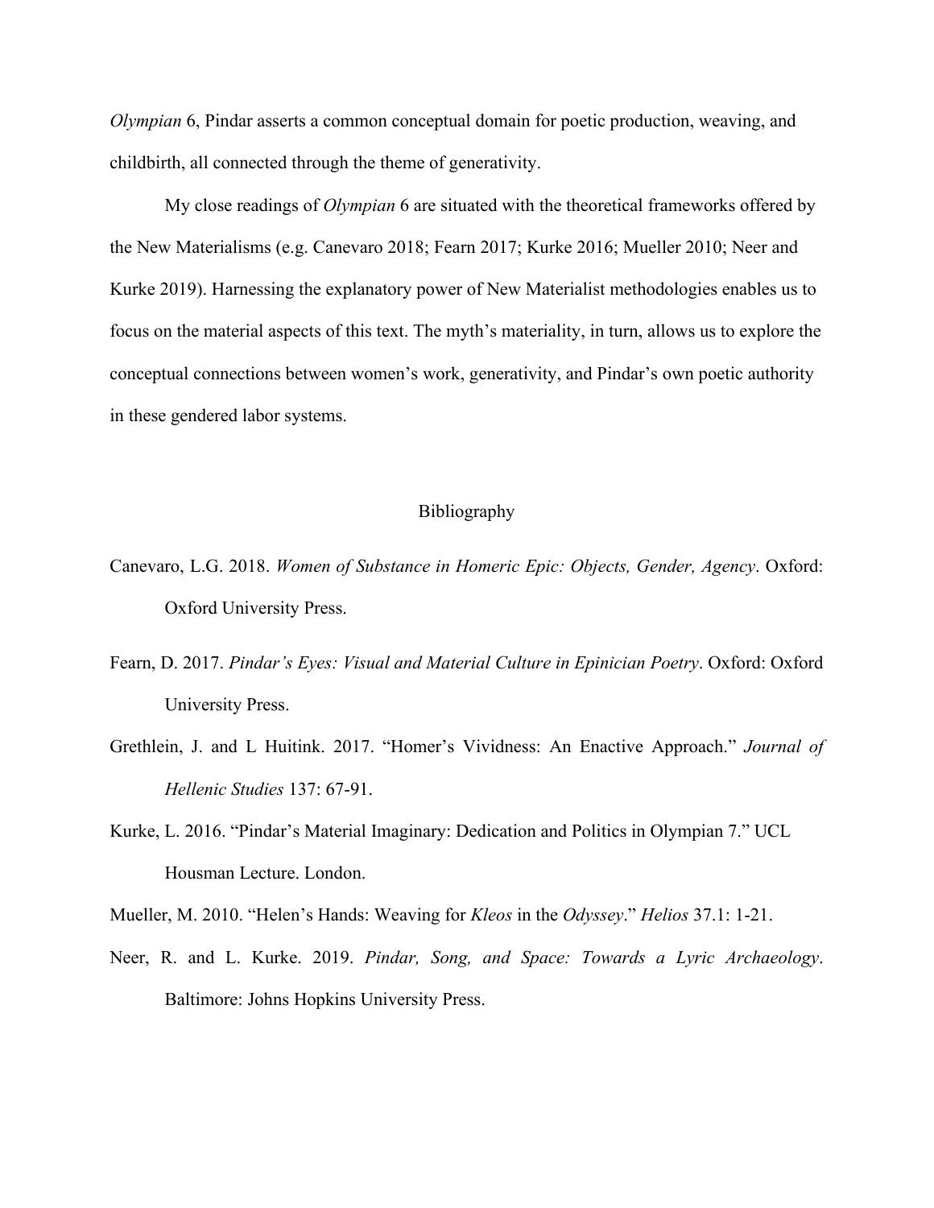*Olympian* 6, Pindar asserts a common conceptual domain for poetic production, weaving, and childbirth, all connected through the theme of generativity.

My close readings of *Olympian* 6 are situated with the theoretical frameworks offered by the New Materialisms (e.g. Canevaro 2018; Fearn 2017; Kurke 2016; Mueller 2010; Neer and Kurke 2019). Harnessing the explanatory power of New Materialist methodologies enables us to focus on the material aspects of this text. The myth's materiality, in turn, allows us to explore the conceptual connections between women's work, generativity, and Pindar's own poetic authority in these gendered labor systems.

## Bibliography

Canevaro, L.G. 2018. *Women of Substance in Homeric Epic: Objects, Gender, Agency*. Oxford: Oxford University Press.

Fearn, D. 2017. *Pindar's Eyes: Visual and Material Culture in Epinician Poetry*. Oxford: Oxford University Press.

Grethlein, J. and L Huitink. 2017. "Homer's Vividness: An Enactive Approach." *Journal of Hellenic Studies* 137: 67-91.

Kurke, L. 2016. "Pindar's Material Imaginary: Dedication and Politics in Olympian 7." UCL Housman Lecture. London.

Mueller, M. 2010. "Helen's Hands: Weaving for *Kleos* in the *Odyssey*." *Helios* 37.1: 1-21.

Neer, R. and L. Kurke. 2019. *Pindar, Song, and Space: Towards a Lyric Archaeology*. Baltimore: Johns Hopkins University Press.